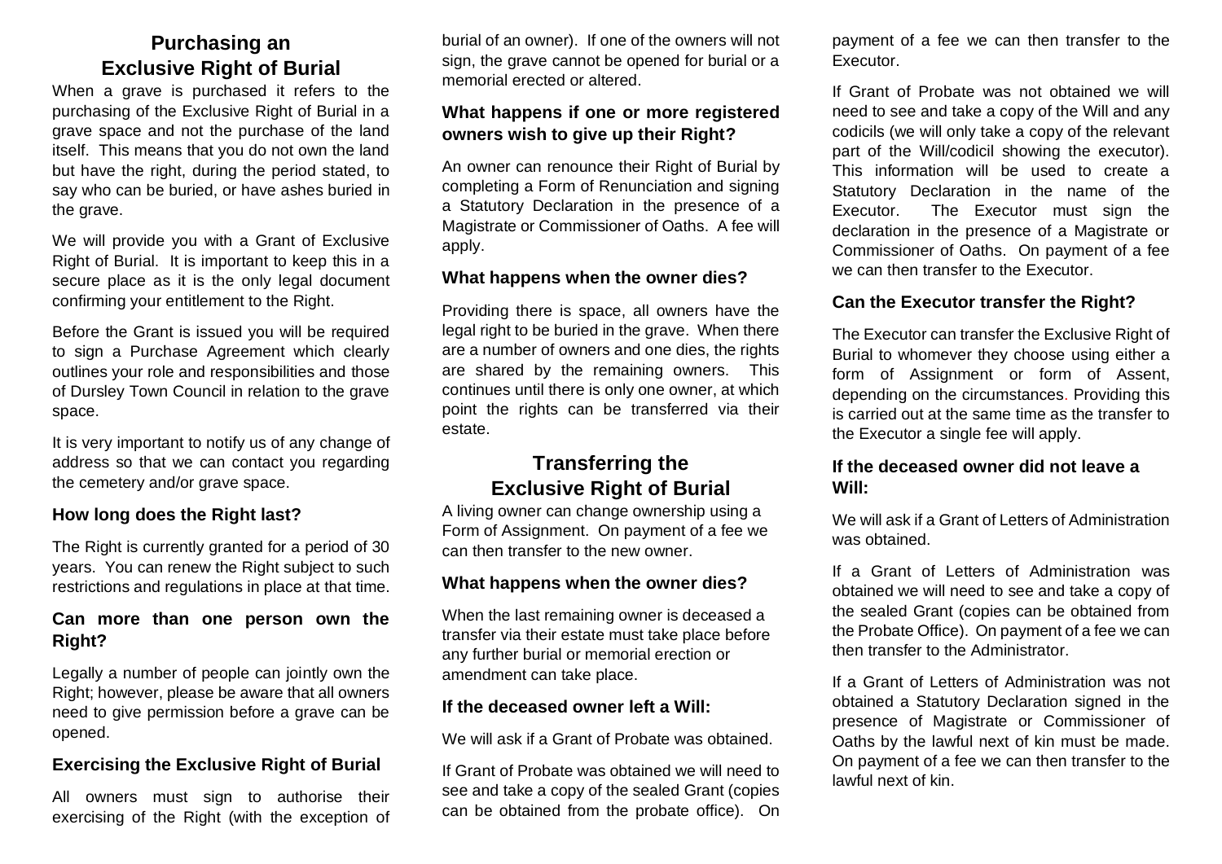## Purchasing an Exclusive Right of Burial

When a grave is purchased it refers to the purchasing of the Exclusive Right of Burial in a grave space and not the purchase of the land itself. This means that you do not own the land but have the right, during the period stated, to say who can be buried, or have ashes buried in the grave.

We will provide you with a Grant of Exclusive Right of Burial. It is important to keep this in a secure place as it is the only legal document confirming your entitlement to the Right.

Before the Grant is issued you will be required to sign a Purchase Agreement which clearly outlines your role and responsibilities and those of Dursley Town Council in relation to the grave space.

It is very important to notify us of any change of address so that we can contact you regarding the cemetery and/or grave space.

### How long does the Right last?

The Right is currently granted for a period of 30 years. You can renew the Right subject to such restrictions and regulations in place at that time.

### Can more than one person own the Right?

Legally a number of people can jointly own the Right; however, please be aware that all owners need to give permission before a grave can be opened.

### Exercising the Exclusive Right of Burial

All owners must sign to authorise their exercising of the Right (with the exception of burial of an owner). If one of the owners will not sign, the grave cannot be opened for burial or a memorial erected or altered.

### What happens if one or more registered owners wish to give up their Right?

An owner can renounce their Right of Burial by completing a Form of Renunciation and signing a Statutory Declaration in the presence of a Magistrate or Commissioner of Oaths. A fee will apply.

### What happens when the owner dies?

Providing there is space, all owners have the legal right to be buried in the grave. When there are a number of owners and one dies, the rights are shared by the remaining owners. This continues until there is only one owner, at which point the rights can be transferred via their estate.

## Transferring the Exclusive Right of Burial

A living owner can change ownership using a Form of Assignment. On payment of a fee we can then transfer to the new owner.

### What happens when the owner dies?

When the last remaining owner is deceased a transfer via their estate must take place before any further burial or memorial erection or amendment can take place.

### If the deceased owner left a Will:

We will ask if a Grant of Probate was obtained.

If Grant of Probate was obtained we will need to see and take a copy of the sealed Grant (copies can be obtained from the probate office). On payment of a fee we can then transfer to the Executor.

If Grant of Probate was not obtained we will need to see and take a copy of the Will and any codicils (we will only take a copy of the relevant part of the Will/codicil showing the executor). This information will be used to create a Statutory Declaration in the name of the Executor. The Executor must sign the declaration in the presence of a Magistrate or Commissioner of Oaths. On payment of a fee we can then transfer to the Executor.

### Can the Executor transfer the Right?

The Executor can transfer the Exclusive Right of Burial to whomever they choose using either a form of Assignment or form of Assent, depending on the circumstances. Providing this is carried out at the same time as the transfer to the Executor a single fee will apply.

### If the deceased owner did not leave a Will:

We will ask if a Grant of Letters of Administration was obtained.

If a Grant of Letters of Administration was obtained we will need to see and take a copy of the sealed Grant (copies can be obtained from the Probate Office). On payment of a fee we can then transfer to the Administrator.

If a Grant of Letters of Administration was not obtained a Statutory Declaration signed in the presence of Magistrate or Commissioner of Oaths by the lawful next of kin must be made. On payment of a fee we can then transfer to the lawful next of kin.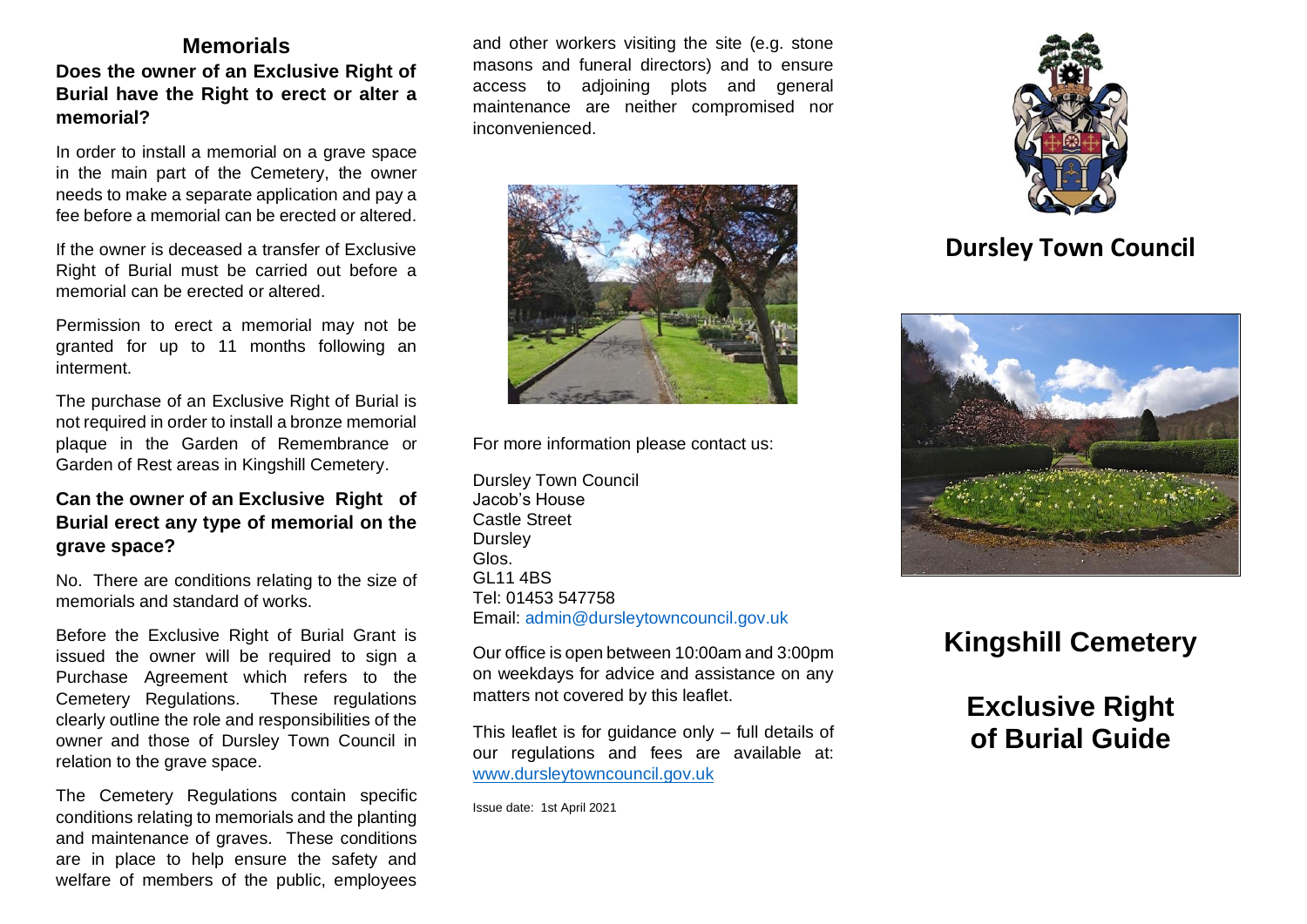## Memorials

### Does the owner of an Exclusive Right of Burial have the Right to erect or alter a memorial?

In order to install a memorial on a grave space in the main part of the Cemetery, the owner needs to make a separate application and pay a fee before a memorial can be erected or altered.

If the owner is deceased a transfer of Exclusive Right of Burial must be carried out before a memorial can be erected or altered.

Permission to erect a memorial may not be granted for up to 11 months following an interment.

The purchase of an Exclusive Right of Burial is not required in order to install a bronze memorial plaque in the Garden of Remembrance or Garden of Rest areas in Kingshill Cemetery.

### Can the owner of an Exclusive Right of Burial erect any type of memorial on the grave space?

No. There are conditions relating to the size of memorials and standard of works.

Before the Exclusive Right of Burial Grant is issued the owner will be required to sign a Purchase Agreement which refers to the Cemetery Regulations. These regulations clearly outline the role and responsibilities of the owner and those of Dursley Town Council in relation to the grave space.

The Cemetery Regulations contain specific conditions relating to memorials and the planting and maintenance of graves. These conditions are in place to help ensure the safety and welfare of members of the public, employees and other workers visiting the site (e.g. stone masons and funeral directors) and to ensure access to adjoining plots and general maintenance are neither compromised nor inconvenienced.

For more information please contact us:

Dursley Town Council
Jacob's House
Castle Street
Dursley
Glos.
GL11 4BS
Tel: 01453 547758
Email: admin@dursleytowncouncil.gov.uk

Our office is open between 10:00am and 3:00pm on weekdays for advice and assistance on any matters not covered by this leaflet.

This leaflet is for guidance only – full details of our regulations and fees are available at: www.dursleytowncouncil.gov.uk

Issue date: 1st April 2021

## Dursley Town Council

# Kingshill Cemetery

# Exclusive Right of Burial Guide